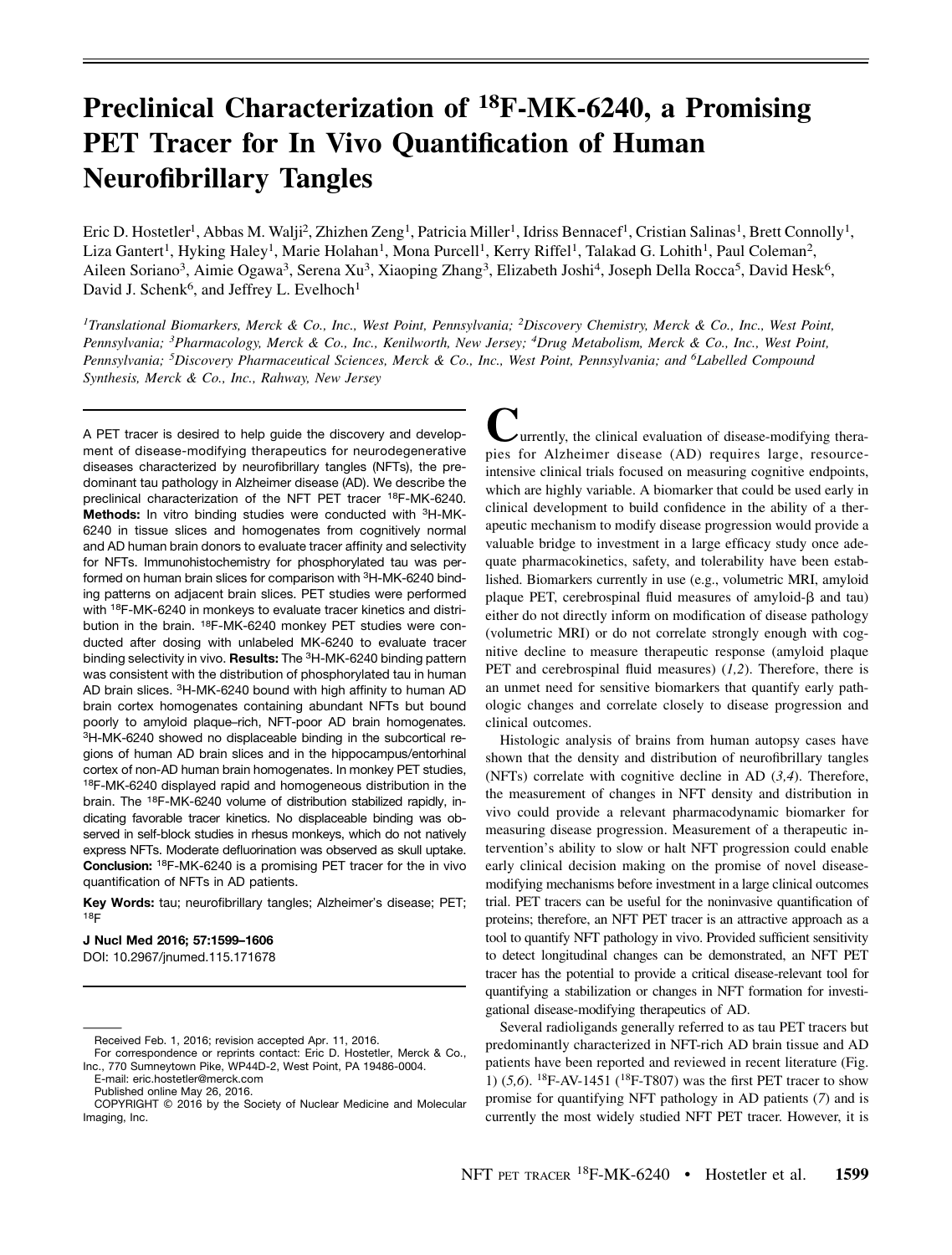# Preclinical Characterization of $^{18}$F-MK-6240, a Promising PET Tracer for In Vivo Quantification of Human Neurofibrillary Tangles

Eric D. Hostetler[1], Abbas M. Walji[2], Zhizhen Zeng[1], Patricia Miller[1], Idriss Bennacef[1], Cristian Salinas[1], Brett Connolly[1], Liza Gantert[1], Hyking Haley[1], Marie Holahan[1], Mona Purcell[1], Kerry Riffel[1], Talakad G. Lohith[1], Paul Coleman[2], Aileen Soriano[3], Aimie Ogawa[3], Serena Xu[3], Xiaoping Zhang[3], Elizabeth Joshi[4], Joseph Della Rocca[5], David Hesk[6], David J. Schenk[6], and Jeffrey L. Evelhoch[1]

*[1]Translational Biomarkers, Merck & Co., Inc., West Point, Pennsylvania; [2]Discovery Chemistry, Merck & Co., Inc., West Point, Pennsylvania; [3]Pharmacology, Merck & Co., Inc., Kenilworth, New Jersey; [4]Drug Metabolism, Merck & Co., Inc., West Point, Pennsylvania; [5]Discovery Pharmaceutical Sciences, Merck & Co., Inc., West Point, Pennsylvania; and [6]Labelled Compound Synthesis, Merck & Co., Inc., Rahway, New Jersey*

A PET tracer is desired to help guide the discovery and development of disease-modifying therapeutics for neurodegenerative diseases characterized by neurofibrillary tangles (NFTs), the predominant tau pathology in Alzheimer disease (AD). We describe the preclinical characterization of the NFT PET tracer $^{18}$F-MK-6240. **Methods:** In vitro binding studies were conducted with $^{3}$H-MK-6240 in tissue slices and homogenates from cognitively normal and AD human brain donors to evaluate tracer affinity and selectivity for NFTs. Immunohistochemistry for phosphorylated tau was performed on human brain slices for comparison with $^{3}$H-MK-6240 binding patterns on adjacent brain slices. PET studies were performed with $^{18}$F-MK-6240 in monkeys to evaluate tracer kinetics and distribution in the brain. $^{18}$F-MK-6240 monkey PET studies were conducted after dosing with unlabeled MK-6240 to evaluate tracer binding selectivity in vivo. **Results:** The $^{3}$H-MK-6240 binding pattern was consistent with the distribution of phosphorylated tau in human AD brain slices. $^{3}$H-MK-6240 bound with high affinity to human AD brain cortex homogenates containing abundant NFTs but bound poorly to amyloid plaque–rich, NFT-poor AD brain homogenates. $^{3}$H-MK-6240 showed no displaceable binding in the subcortical regions of human AD brain slices and in the hippocampus/entorhinal cortex of non-AD human brain homogenates. In monkey PET studies, $^{18}$F-MK-6240 displayed rapid and homogeneous distribution in the brain. The $^{18}$F-MK-6240 volume of distribution stabilized rapidly, indicating favorable tracer kinetics. No displaceable binding was observed in self-block studies in rhesus monkeys, which do not natively express NFTs. Moderate defluorination was observed as skull uptake. **Conclusion:** $^{18}$F-MK-6240 is a promising PET tracer for the in vivo quantification of NFTs in AD patients.

**Key Words:** tau; neurofibrillary tangles; Alzheimer's disease; PET; $^{18}$F

**J Nucl Med 2016; 57:1599–1606**
DOI: 10.2967/jnumed.115.171678

Received Feb. 1, 2016; revision accepted Apr. 11, 2016.
For correspondence or reprints contact: Eric D. Hostetler, Merck & Co., Inc., 770 Sumneytown Pike, WP44D-2, West Point, PA 19486-0004.
E-mail: eric.hostetler@merck.com
Published online May 26, 2016.
COPYRIGHT © 2016 by the Society of Nuclear Medicine and Molecular Imaging, Inc.

Currently, the clinical evaluation of disease-modifying therapies for Alzheimer disease (AD) requires large, resource-intensive clinical trials focused on measuring cognitive endpoints, which are highly variable. A biomarker that could be used early in clinical development to build confidence in the ability of a therapeutic mechanism to modify disease progression would provide a valuable bridge to investment in a large efficacy study once adequate pharmacokinetics, safety, and tolerability have been established. Biomarkers currently in use (e.g., volumetric MRI, amyloid plaque PET, cerebrospinal fluid measures of amyloid-β and tau) either do not directly inform on modification of disease pathology (volumetric MRI) or do not correlate strongly enough with cognitive decline to measure therapeutic response (amyloid plaque PET and cerebrospinal fluid measures) (*1,2*). Therefore, there is an unmet need for sensitive biomarkers that quantify early pathologic changes and correlate closely to disease progression and clinical outcomes.

Histologic analysis of brains from human autopsy cases have shown that the density and distribution of neurofibrillary tangles (NFTs) correlate with cognitive decline in AD (*3,4*). Therefore, the measurement of changes in NFT density and distribution in vivo could provide a relevant pharmacodynamic biomarker for measuring disease progression. Measurement of a therapeutic intervention's ability to slow or halt NFT progression could enable early clinical decision making on the promise of novel disease-modifying mechanisms before investment in a large clinical outcomes trial. PET tracers can be useful for the noninvasive quantification of proteins; therefore, an NFT PET tracer is an attractive approach as a tool to quantify NFT pathology in vivo. Provided sufficient sensitivity to detect longitudinal changes can be demonstrated, an NFT PET tracer has the potential to provide a critical disease-relevant tool for quantifying a stabilization or changes in NFT formation for investigational disease-modifying therapeutics of AD.

Several radioligands generally referred to as tau PET tracers but predominantly characterized in NFT-rich AD brain tissue and AD patients have been reported and reviewed in recent literature (Fig. 1) (*5,6*). $^{18}$F-AV-1451 ($^{18}$F-T807) was the first PET tracer to show promise for quantifying NFT pathology in AD patients (*7*) and is currently the most widely studied NFT PET tracer. However, it is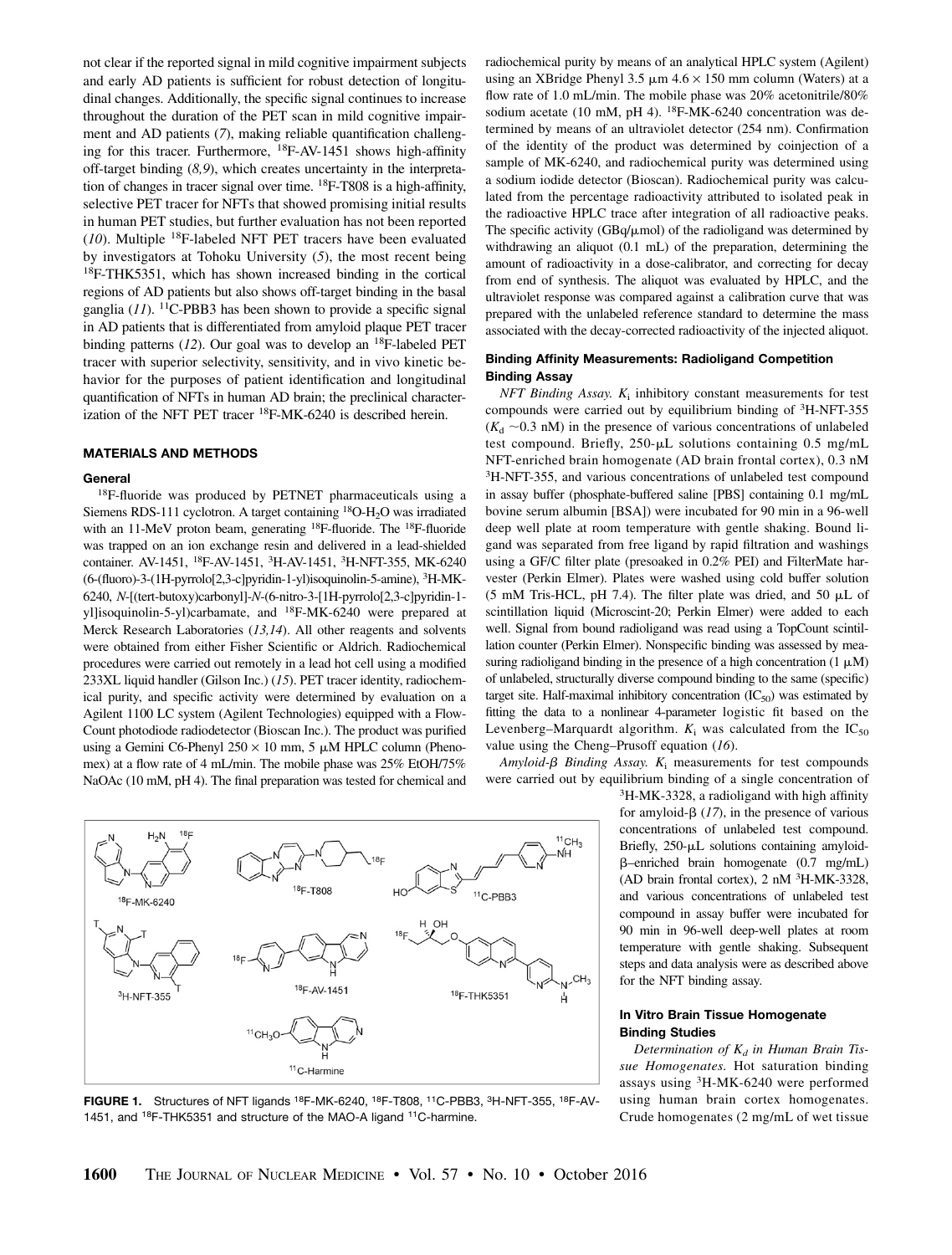not clear if the reported signal in mild cognitive impairment subjects and early AD patients is sufficient for robust detection of longitudinal changes. Additionally, the specific signal continues to increase throughout the duration of the PET scan in mild cognitive impairment and AD patients (7), making reliable quantification challenging for this tracer. Furthermore, $^{18}$F-AV-1451 shows high-affinity off-target binding (8,9), which creates uncertainty in the interpretation of changes in tracer signal over time. $^{18}$F-T808 is a high-affinity, selective PET tracer for NFTs that showed promising initial results in human PET studies, but further evaluation has not been reported (10). Multiple $^{18}$F-labeled NFT PET tracers have been evaluated by investigators at Tohoku University (5), the most recent being $^{18}$F-THK5351, which has shown increased binding in the cortical regions of AD patients but also shows off-target binding in the basal ganglia (11). $^{11}$C-PBB3 has been shown to provide a specific signal in AD patients that is differentiated from amyloid plaque PET tracer binding patterns (12). Our goal was to develop an $^{18}$F-labeled PET tracer with superior selectivity, sensitivity, and in vivo kinetic behavior for the purposes of patient identification and longitudinal quantification of NFTs in human AD brain; the preclinical characterization of the NFT PET tracer $^{18}$F-MK-6240 is described herein.

## MATERIALS AND METHODS

### General

$^{18}$F-fluoride was produced by PETNET pharmaceuticals using a Siemens RDS-111 cyclotron. A target containing $^{18}$O-$H_2O$ was irradiated with an 11-MeV proton beam, generating $^{18}$F-fluoride. The $^{18}$F-fluoride was trapped on an ion exchange resin and delivered in a lead-shielded container. AV-1451, $^{18}$F-AV-1451, $^{3}$H-AV-1451, $^{3}$H-NFT-355, MK-6240 (6-(fluoro)-3-(1H-pyrrolo[2,3-c]pyridin-1-yl)isoquinolin-5-amine), $^{3}$H-MK-6240, N-[(tert-butoxy)carbonyl]-N-(6-nitro-3-[1H-pyrrolo[2,3-c]pyridin-1-yl]isoquinolin-5-yl)carbamate, and $^{18}$F-MK-6240 were prepared at Merck Research Laboratories (13,14). All other reagents and solvents were obtained from either Fisher Scientific or Aldrich. Radiochemical procedures were carried out remotely in a lead hot cell using a modified 233XL liquid handler (Gilson Inc.) (15). PET tracer identity, radiochemical purity, and specific activity were determined by evaluation on a Agilent 1100 LC system (Agilent Technologies) equipped with a Flow-Count photodiode radiodetector (Bioscan Inc.). The product was purified using a Gemini C6-Phenyl 250 × 10 mm, 5 μM HPLC column (Phenomex) at a flow rate of 4 mL/min. The mobile phase was 25% EtOH/75% NaOAc (10 mM, pH 4). The final preparation was tested for chemical and radiochemical purity by means of an analytical HPLC system (Agilent) using an XBridge Phenyl 3.5 μm 4.6 × 150 mm column (Waters) at a flow rate of 1.0 mL/min. The mobile phase was 20% acetonitrile/80% sodium acetate (10 mM, pH 4). $^{18}$F-MK-6240 concentration was determined by means of an ultraviolet detector (254 nm). Confirmation of the identity of the product was determined by coinjection of a sample of MK-6240, and radiochemical purity was determined using a sodium iodide detector (Bioscan). Radiochemical purity was calculated from the percentage radioactivity attributed to isolated peak in the radioactive HPLC trace after integration of all radioactive peaks. The specific activity (GBq/μmol) of the radioligand was determined by withdrawing an aliquot (0.1 mL) of the preparation, determining the amount of radioactivity in a dose-calibrator, and correcting for decay from end of synthesis. The aliquot was evaluated by HPLC, and the ultraviolet response was compared against a calibration curve that was prepared with the unlabeled reference standard to determine the mass associated with the decay-corrected radioactivity of the injected aliquot.

### Binding Affinity Measurements: Radioligand Competition Binding Assay

*NFT Binding Assay.* $K_i$ inhibitory constant measurements for test compounds were carried out by equilibrium binding of $^{3}$H-NFT-355 ($K_d$ ~0.3 nM) in the presence of various concentrations of unlabeled test compound. Briefly, 250-μL solutions containing 0.5 mg/mL NFT-enriched brain homogenate (AD brain frontal cortex), 0.3 nM $^{3}$H-NFT-355, and various concentrations of unlabeled test compound in assay buffer (phosphate-buffered saline [PBS] containing 0.1 mg/mL bovine serum albumin [BSA]) were incubated for 90 min in a 96-well deep well plate at room temperature with gentle shaking. Bound ligand was separated from free ligand by rapid filtration and washings using a GF/C filter plate (presoaked in 0.2% PEI) and FilterMate harvester (Perkin Elmer). Plates were washed using cold buffer solution (5 mM Tris-HCL, pH 7.4). The filter plate was dried, and 50 μL of scintillation liquid (Microscint-20; Perkin Elmer) were added to each well. Signal from bound radioligand was read using a TopCount scintillation counter (Perkin Elmer). Nonspecific binding was assessed by measuring radioligand binding in the presence of a high concentration (1 μM) of unlabeled, structurally diverse compound binding to the same (specific) target site. Half-maximal inhibitory concentration ($IC_{50}$) was estimated by fitting the data to a nonlinear 4-parameter logistic fit based on the Levenberg–Marquardt algorithm. $K_i$ was calculated from the $IC_{50}$ value using the Cheng–Prusoff equation (16).

*Amyloid-β Binding Assay.* $K_i$ measurements for test compounds were carried out by equilibrium binding of a single concentration of $^{3}$H-MK-3328, a radioligand with high affinity for amyloid-β (17), in the presence of various concentrations of unlabeled test compound. Briefly, 250-μL solutions containing amyloid-β–enriched brain homogenate (0.7 mg/mL) (AD brain frontal cortex), 2 nM $^{3}$H-MK-3328, and various concentrations of unlabeled test compound in assay buffer were incubated for 90 min in 96-well deep-well plates at room temperature with gentle shaking. Subsequent steps and data analysis were as described above for the NFT binding assay.

**FIGURE 1.** Structures of NFT ligands $^{18}$F-MK-6240, $^{18}$F-T808, $^{11}$C-PBB3, $^{3}$H-NFT-355, $^{18}$F-AV-1451, and $^{18}$F-THK5351 and structure of the MAO-A ligand $^{11}$C-harmine.

### In Vitro Brain Tissue Homogenate Binding Studies

*Determination of $K_d$ in Human Brain Tissue Homogenates.* Hot saturation binding assays using $^{3}$H-MK-6240 were performed using human brain cortex homogenates. Crude homogenates (2 mg/mL of wet tissue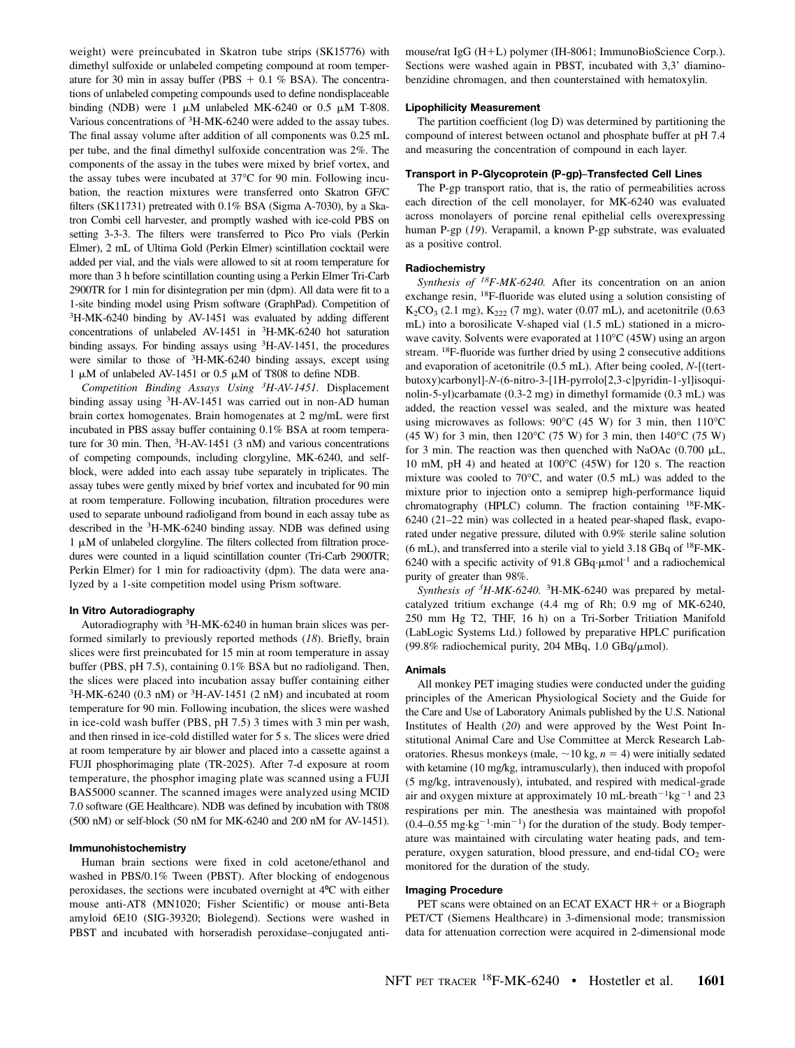weight) were preincubated in Skatron tube strips (SK15776) with dimethyl sulfoxide or unlabeled competing compound at room temperature for 30 min in assay buffer (PBS + 0.1 % BSA). The concentrations of unlabeled competing compounds used to define nondisplaceable binding (NDB) were 1 μM unlabeled MK-6240 or 0.5 μM T-808. Various concentrations of $^{3}$H-MK-6240 were added to the assay tubes. The final assay volume after addition of all components was 0.25 mL per tube, and the final dimethyl sulfoxide concentration was 2%. The components of the assay in the tubes were mixed by brief vortex, and the assay tubes were incubated at 37°C for 90 min. Following incubation, the reaction mixtures were transferred onto Skatron GF/C filters (SK11731) pretreated with 0.1% BSA (Sigma A-7030), by a Skatron Combi cell harvester, and promptly washed with ice-cold PBS on setting 3-3-3. The filters were transferred to Pico Pro vials (Perkin Elmer), 2 mL of Ultima Gold (Perkin Elmer) scintillation cocktail were added per vial, and the vials were allowed to sit at room temperature for more than 3 h before scintillation counting using a Perkin Elmer Tri-Carb 2900TR for 1 min for disintegration per min (dpm). All data were fit to a 1-site binding model using Prism software (GraphPad). Competition of $^{3}$H-MK-6240 binding by AV-1451 was evaluated by adding different concentrations of unlabeled AV-1451 in $^{3}$H-MK-6240 hot saturation binding assays. For binding assays using $^{3}$H-AV-1451, the procedures were similar to those of $^{3}$H-MK-6240 binding assays, except using 1 μM of unlabeled AV-1451 or 0.5 μM of T808 to define NDB.

*Competition Binding Assays Using $^{3}$H-AV-1451.* Displacement binding assay using $^{3}$H-AV-1451 was carried out in non-AD human brain cortex homogenates. Brain homogenates at 2 mg/mL were first incubated in PBS assay buffer containing 0.1% BSA at room temperature for 30 min. Then, $^{3}$H-AV-1451 (3 nM) and various concentrations of competing compounds, including clorgyline, MK-6240, and self-block, were added into each assay tube separately in triplicates. The assay tubes were gently mixed by brief vortex and incubated for 90 min at room temperature. Following incubation, filtration procedures were used to separate unbound radioligand from bound in each assay tube as described in the $^{3}$H-MK-6240 binding assay. NDB was defined using 1 μM of unlabeled clorgyline. The filters collected from filtration procedures were counted in a liquid scintillation counter (Tri-Carb 2900TR; Perkin Elmer) for 1 min for radioactivity (dpm). The data were analyzed by a 1-site competition model using Prism software.

#### In Vitro Autoradiography

Autoradiography with $^{3}$H-MK-6240 in human brain slices was performed similarly to previously reported methods (*18*). Briefly, brain slices were first preincubated for 15 min at room temperature in assay buffer (PBS, pH 7.5), containing 0.1% BSA but no radioligand. Then, the slices were placed into incubation assay buffer containing either $^{3}$H-MK-6240 (0.3 nM) or $^{3}$H-AV-1451 (2 nM) and incubated at room temperature for 90 min. Following incubation, the slices were washed in ice-cold wash buffer (PBS, pH 7.5) 3 times with 3 min per wash, and then rinsed in ice-cold distilled water for 5 s. The slices were dried at room temperature by air blower and placed into a cassette against a FUJI phosphorimaging plate (TR-2025). After 7-d exposure at room temperature, the phosphor imaging plate was scanned using a FUJI BAS5000 scanner. The scanned images were analyzed using MCID 7.0 software (GE Healthcare). NDB was defined by incubation with T808 (500 nM) or self-block (50 nM for MK-6240 and 200 nM for AV-1451).

#### Immunohistochemistry

Human brain sections were fixed in cold acetone/ethanol and washed in PBS/0.1% Tween (PBST). After blocking of endogenous peroxidases, the sections were incubated overnight at 4°C with either mouse anti-AT8 (MN1020; Fisher Scientific) or mouse anti-Beta amyloid 6E10 (SIG-39320; Biolegend). Sections were washed in PBST and incubated with horseradish peroxidase–conjugated anti-mouse/rat IgG (H+L) polymer (IH-8061; ImmunoBioScience Corp.). Sections were washed again in PBST, incubated with 3,3' diaminobenzidine chromagen, and then counterstained with hematoxylin.

#### Lipophilicity Measurement

The partition coefficient (log D) was determined by partitioning the compound of interest between octanol and phosphate buffer at pH 7.4 and measuring the concentration of compound in each layer.

#### Transport in P-Glycoprotein (P-gp)–Transfected Cell Lines

The P-gp transport ratio, that is, the ratio of permeabilities across each direction of the cell monolayer, for MK-6240 was evaluated across monolayers of porcine renal epithelial cells overexpressing human P-gp (*19*). Verapamil, a known P-gp substrate, was evaluated as a positive control.

#### Radiochemistry

*Synthesis of $^{18}$F-MK-6240.* After its concentration on an anion exchange resin, $^{18}$F-fluoride was eluted using a solution consisting of $K_2CO_3$ (2.1 mg), $K_{222}$ (7 mg), water (0.07 mL), and acetonitrile (0.63 mL) into a borosilicate V-shaped vial (1.5 mL) stationed in a microwave cavity. Solvents were evaporated at 110°C (45W) using an argon stream. $^{18}$F-fluoride was further dried by using 2 consecutive additions and evaporation of acetonitrile (0.5 mL). After being cooled, *N*-[(tert-butoxy)carbonyl]-*N*-(6-nitro-3-[1H-pyrrolo[2,3-c]pyridin-1-yl]isoquinolin-5-yl)carbamate (0.3-2 mg) in dimethyl formamide (0.3 mL) was added, the reaction vessel was sealed, and the mixture was heated using microwaves as follows: 90°C (45 W) for 3 min, then 110°C (45 W) for 3 min, then 120°C (75 W) for 3 min, then 140°C (75 W) for 3 min. The reaction was then quenched with NaOAc (0.700 μL, 10 mM, pH 4) and heated at 100°C (45W) for 120 s. The reaction mixture was cooled to 70°C, and water (0.5 mL) was added to the mixture prior to injection onto a semiprep high-performance liquid chromatography (HPLC) column. The fraction containing $^{18}$F-MK-6240 (21–22 min) was collected in a heated pear-shaped flask, evaporated under negative pressure, diluted with 0.9% sterile saline solution (6 mL), and transferred into a sterile vial to yield 3.18 GBq of $^{18}$F-MK-6240 with a specific activity of 91.8 GBq·μmol$^{-1}$ and a radiochemical purity of greater than 98%.

*Synthesis of $^{3}$H-MK-6240.* $^{3}$H-MK-6240 was prepared by metal-catalyzed tritium exchange (4.4 mg of Rh; 0.9 mg of MK-6240, 250 mm Hg T2, THF, 16 h) on a Tri-Sorber Tritiation Manifold (LabLogic Systems Ltd.) followed by preparative HPLC purification (99.8% radiochemical purity, 204 MBq, 1.0 GBq/μmol).

#### Animals

All monkey PET imaging studies were conducted under the guiding principles of the American Physiological Society and the Guide for the Care and Use of Laboratory Animals published by the U.S. National Institutes of Health (*20*) and were approved by the West Point Institutional Animal Care and Use Committee at Merck Research Laboratories. Rhesus monkeys (male, ~10 kg, *n* = 4) were initially sedated with ketamine (10 mg/kg, intramuscularly), then induced with propofol (5 mg/kg, intravenously), intubated, and respired with medical-grade air and oxygen mixture at approximately 10 mL·breath$^{-1}$kg$^{-1}$ and 23 respirations per min. The anesthesia was maintained with propofol (0.4–0.55 mg·kg$^{-1}$·min$^{-1}$) for the duration of the study. Body temperature was maintained with circulating water heating pads, and temperature, oxygen saturation, blood pressure, and end-tidal $CO_2$ were monitored for the duration of the study.

#### Imaging Procedure

PET scans were obtained on an ECAT EXACT HR+ or a Biograph PET/CT (Siemens Healthcare) in 3-dimensional mode; transmission data for attenuation correction were acquired in 2-dimensional mode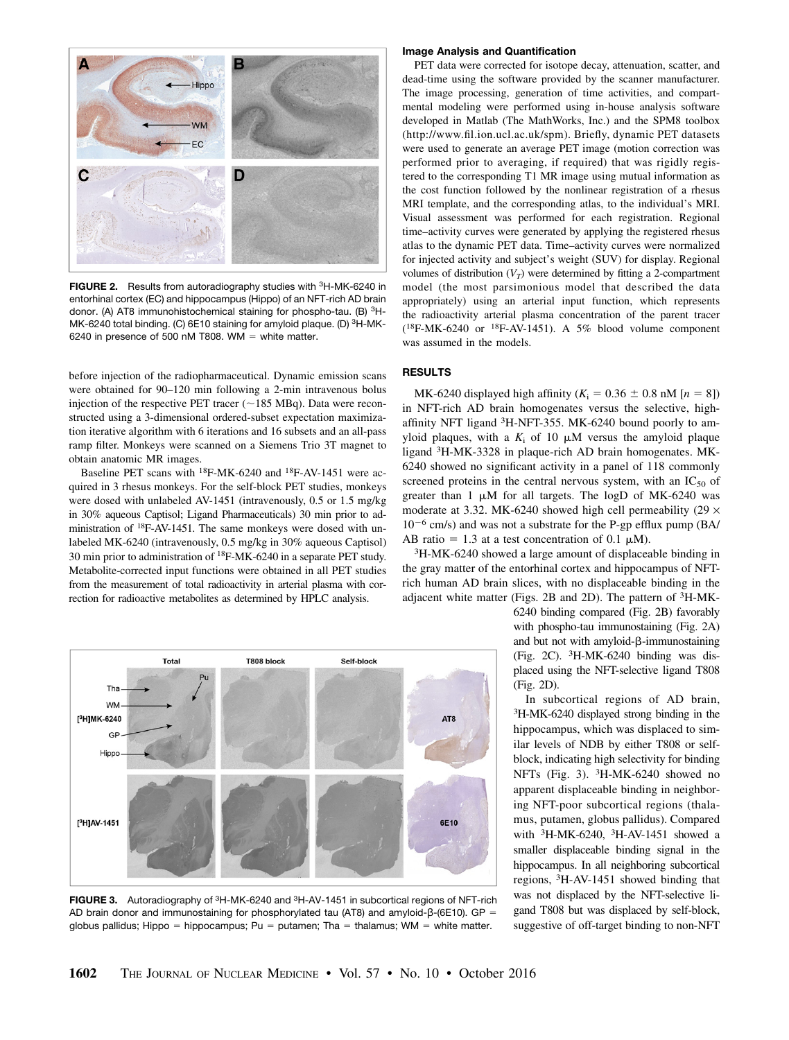FIGURE 2. Results from autoradiography studies with $^{3}$H-MK-6240 in entorhinal cortex (EC) and hippocampus (Hippo) of an NFT-rich AD brain donor. (A) AT8 immunohistochemical staining for phospho-tau. (B) $^{3}$H-MK-6240 total binding. (C) 6E10 staining for amyloid plaque. (D) $^{3}$H-MK-6240 in presence of 500 nM T808. WM = white matter.

before injection of the radiopharmaceutical. Dynamic emission scans were obtained for 90–120 min following a 2-min intravenous bolus injection of the respective PET tracer (~185 MBq). Data were reconstructed using a 3-dimensional ordered-subset expectation maximization iterative algorithm with 6 iterations and 16 subsets and an all-pass ramp filter. Monkeys were scanned on a Siemens Trio 3T magnet to obtain anatomic MR images.

Baseline PET scans with $^{18}$F-MK-6240 and $^{18}$F-AV-1451 were acquired in 3 rhesus monkeys. For the self-block PET studies, monkeys were dosed with unlabeled AV-1451 (intravenously, 0.5 or 1.5 mg/kg in 30% aqueous Captisol; Ligand Pharmaceuticals) 30 min prior to administration of $^{18}$F-AV-1451. The same monkeys were dosed with unlabeled MK-6240 (intravenously, 0.5 mg/kg in 30% aqueous Captisol) 30 min prior to administration of $^{18}$F-MK-6240 in a separate PET study. Metabolite-corrected input functions were obtained in all PET studies from the measurement of total radioactivity in arterial plasma with correction for radioactive metabolites as determined by HPLC analysis.

FIGURE 3. Autoradiography of $^{3}$H-MK-6240 and $^{3}$H-AV-1451 in subcortical regions of NFT-rich AD brain donor and immunostaining for phosphorylated tau (AT8) and amyloid-β-(6E10). GP = globus pallidus; Hippo = hippocampus; Pu = putamen; Tha = thalamus; WM = white matter.

### Image Analysis and Quantification

PET data were corrected for isotope decay, attenuation, scatter, and dead-time using the software provided by the scanner manufacturer. The image processing, generation of time activities, and compartmental modeling were performed using in-house analysis software developed in Matlab (The MathWorks, Inc.) and the SPM8 toolbox (http://www.fil.ion.ucl.ac.uk/spm). Briefly, dynamic PET datasets were used to generate an average PET image (motion correction was performed prior to averaging, if required) that was rigidly registered to the corresponding T1 MR image using mutual information as the cost function followed by the nonlinear registration of a rhesus MRI template, and the corresponding atlas, to the individual's MRI. Visual assessment was performed for each registration. Regional time–activity curves were generated by applying the registered rhesus atlas to the dynamic PET data. Time–activity curves were normalized for injected activity and subject's weight (SUV) for display. Regional volumes of distribution ($V_T$) were determined by fitting a 2-compartment model (the most parsimonious model that described the data appropriately) using an arterial input function, which represents the radioactivity arterial plasma concentration of the parent tracer ($^{18}$F-MK-6240 or $^{18}$F-AV-1451). A 5% blood volume component was assumed in the models.

## RESULTS

MK-6240 displayed high affinity ($K_i$ = 0.36 ± 0.8 nM [$n$ = 8]) in NFT-rich AD brain homogenates versus the selective, high-affinity NFT ligand $^{3}$H-NFT-355. MK-6240 bound poorly to amyloid plaques, with a $K_i$ of 10 μM versus the amyloid plaque ligand $^{3}$H-MK-3328 in plaque-rich AD brain homogenates. MK-6240 showed no significant activity in a panel of 118 commonly screened proteins in the central nervous system, with an $IC_{50}$ of greater than 1 μM for all targets. The logD of MK-6240 was moderate at 3.32. MK-6240 showed high cell permeability (29 × $10^{-6}$ cm/s) and was not a substrate for the P-gp efflux pump (BA/AB ratio = 1.3 at a test concentration of 0.1 μM).

$^{3}$H-MK-6240 showed a large amount of displaceable binding in the gray matter of the entorhinal cortex and hippocampus of NFT-rich human AD brain slices, with no displaceable binding in the adjacent white matter (Figs. 2B and 2D). The pattern of $^{3}$H-MK-6240 binding compared (Fig. 2B) favorably with phospho-tau immunostaining (Fig. 2A) and but not with amyloid-β-immunostaining (Fig. 2C). $^{3}$H-MK-6240 binding was displaced using the NFT-selective ligand T808 (Fig. 2D).

In subcortical regions of AD brain, $^{3}$H-MK-6240 displayed strong binding in the hippocampus, which was displaced to similar levels of NDB by either T808 or self-block, indicating high selectivity for binding NFTs (Fig. 3). $^{3}$H-MK-6240 showed no apparent displaceable binding in neighboring NFT-poor subcortical regions (thalamus, putamen, globus pallidus). Compared with $^{3}$H-MK-6240, $^{3}$H-AV-1451 showed a smaller displaceable binding signal in the hippocampus. In all neighboring subcortical regions, $^{3}$H-AV-1451 showed binding that was not displaced by the NFT-selective ligand T808 but was displaced by self-block, suggestive of off-target binding to non-NFT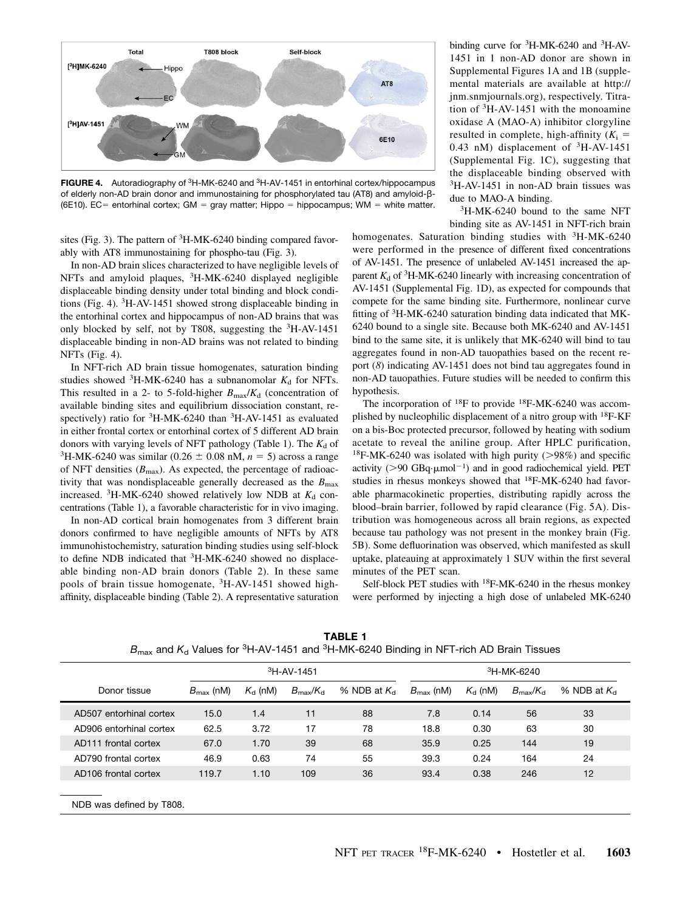FIGURE 4. Autoradiography of $^{3}$H-MK-6240 and $^{3}$H-AV-1451 in entorhinal cortex/hippocampus of elderly non-AD brain donor and immunostaining for phosphorylated tau (AT8) and amyloid-β-(6E10). EC = entorhinal cortex; GM = gray matter; Hippo = hippocampus; WM = white matter.

sites (Fig. 3). The pattern of $^{3}$H-MK-6240 binding compared favorably with AT8 immunostaining for phospho-tau (Fig. 3).

In non-AD brain slices characterized to have negligible levels of NFTs and amyloid plaques, $^{3}$H-MK-6240 displayed negligible displaceable binding density under total binding and block conditions (Fig. 4). $^{3}$H-AV-1451 showed strong displaceable binding in the entorhinal cortex and hippocampus of non-AD brains that was only blocked by self, not by T808, suggesting the $^{3}$H-AV-1451 displaceable binding in non-AD brains was not related to binding NFTs (Fig. 4).

In NFT-rich AD brain tissue homogenates, saturation binding studies showed $^{3}$H-MK-6240 has a subnanomolar $K_d$ for NFTs. This resulted in a 2- to 5-fold-higher $B_{max}/K_d$ (concentration of available binding sites and equilibrium dissociation constant, respectively) ratio for $^{3}$H-MK-6240 than $^{3}$H-AV-1451 as evaluated in either frontal cortex or entorhinal cortex of 5 different AD brain donors with varying levels of NFT pathology (Table 1). The $K_d$ of $^{3}$H-MK-6240 was similar ($0.26 \pm 0.08$ nM, $n = 5$) across a range of NFT densities ($B_{max}$). As expected, the percentage of radioactivity that was nondisplaceable generally decreased as the $B_{max}$ increased. $^{3}$H-MK-6240 showed relatively low NDB at $K_d$ concentrations (Table 1), a favorable characteristic for in vivo imaging.

In non-AD cortical brain homogenates from 3 different brain donors confirmed to have negligible amounts of NFTs by AT8 immunohistochemistry, saturation binding studies using self-block to define NDB indicated that $^{3}$H-MK-6240 showed no displaceable binding non-AD brain donors (Table 2). In these same pools of brain tissue homogenate, $^{3}$H-AV-1451 showed high-affinity, displaceable binding (Table 2). A representative saturation binding curve for $^{3}$H-MK-6240 and $^{3}$H-AV-1451 in 1 non-AD donor are shown in Supplemental Figures 1A and 1B (supplemental materials are available at http://jnm.snmjournals.org), respectively. Titration of $^{3}$H-AV-1451 with the monoamine oxidase A (MAO-A) inhibitor clorgyline resulted in complete, high-affinity ($K_i$ = 0.43 nM) displacement of $^{3}$H-AV-1451 (Supplemental Fig. 1C), suggesting that the displaceable binding observed with $^{3}$H-AV-1451 in non-AD brain tissues was due to MAO-A binding.

$^{3}$H-MK-6240 bound to the same NFT binding site as AV-1451 in NFT-rich brain homogenates. Saturation binding studies with $^{3}$H-MK-6240 were performed in the presence of different fixed concentrations of AV-1451. The presence of unlabeled AV-1451 increased the apparent $K_d$ of $^{3}$H-MK-6240 linearly with increasing concentration of AV-1451 (Supplemental Fig. 1D), as expected for compounds that compete for the same binding site. Furthermore, nonlinear curve fitting of $^{3}$H-MK-6240 saturation binding data indicated that MK-6240 bound to a single site. Because both MK-6240 and AV-1451 bind to the same site, it is unlikely that MK-6240 will bind to tau aggregates found in non-AD tauopathies based on the recent report (*8*) indicating AV-1451 does not bind tau aggregates found in non-AD tauopathies. Future studies will be needed to confirm this hypothesis.

The incorporation of $^{18}$F to provide $^{18}$F-MK-6240 was accomplished by nucleophilic displacement of a nitro group with $^{18}$F-KF on a bis-Boc protected precursor, followed by heating with sodium acetate to reveal the aniline group. After HPLC purification, $^{18}$F-MK-6240 was isolated with high purity (>98%) and specific activity (>90 GBq·μmol$^{-1}$) and in good radiochemical yield. PET studies in rhesus monkeys showed that $^{18}$F-MK-6240 had favorable pharmacokinetic properties, distributing rapidly across the blood–brain barrier, followed by rapid clearance (Fig. 5A). Distribution was homogeneous across all brain regions, as expected because tau pathology was not present in the monkey brain (Fig. 5B). Some defluorination was observed, which manifested as skull uptake, plateauing at approximately 1 SUV within the first several minutes of the PET scan.

Self-block PET studies with $^{18}$F-MK-6240 in the rhesus monkey were performed by injecting a high dose of unlabeled MK-6240

**TABLE 1**
$B_{max}$ and $K_d$ Values for $^{3}$H-AV-1451 and $^{3}$H-MK-6240 Binding in NFT-rich AD Brain Tissues

| Donor tissue | $^{3}$H-AV-1451 | | | | $^{3}$H-MK-6240 | | | |
|---|---|---|---|---|---|---|---|---|
| | $B_{max}$ (nM) | $K_d$ (nM) | $B_{max}/K_d$ | % NDB at $K_d$ | $B_{max}$ (nM) | $K_d$ (nM) | $B_{max}/K_d$ | % NDB at $K_d$ |
| AD507 entorhinal cortex | 15.0 | 1.4 | 11 | 88 | 7.8 | 0.14 | 56 | 33 |
| AD906 entorhinal cortex | 62.5 | 3.72 | 17 | 78 | 18.8 | 0.30 | 63 | 30 |
| AD111 frontal cortex | 67.0 | 1.70 | 39 | 68 | 35.9 | 0.25 | 144 | 19 |
| AD790 frontal cortex | 46.9 | 0.63 | 74 | 55 | 39.3 | 0.24 | 164 | 24 |
| AD106 frontal cortex | 119.7 | 1.10 | 109 | 36 | 93.4 | 0.38 | 246 | 12 |

NDB was defined by T808.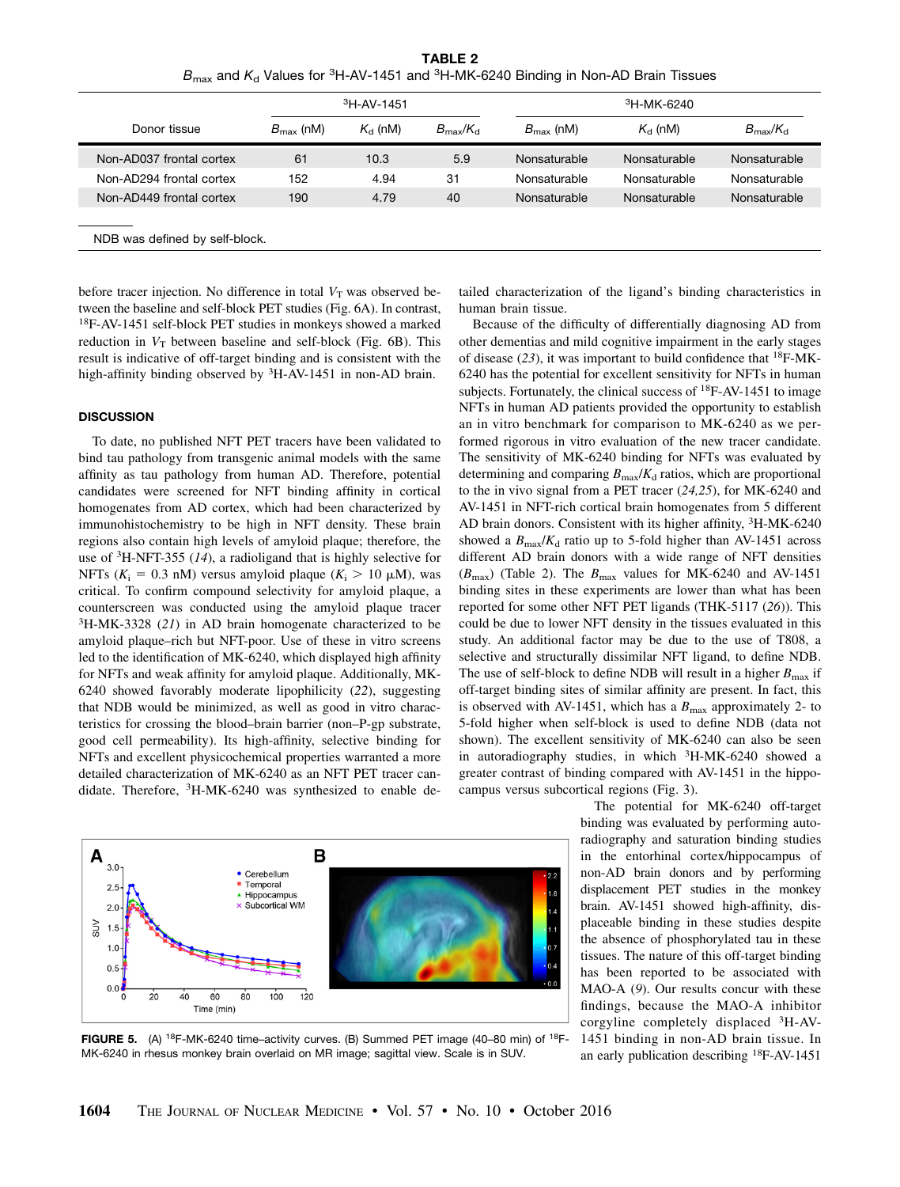**TABLE 2**
$B_{max}$ and $K_d$ Values for $^3$H-AV-1451 and $^3$H-MK-6240 Binding in Non-AD Brain Tissues

| Donor tissue | $^3$H-AV-1451 | | | $^3$H-MK-6240 | | |
|---|---|---|---|---|---|---|
| | $B_{max}$ (nM) | $K_d$ (nM) | $B_{max}/K_d$ | $B_{max}$ (nM) | $K_d$ (nM) | $B_{max}/K_d$ |
| Non-AD037 frontal cortex | 61 | 10.3 | 5.9 | Nonsaturable | Nonsaturable | Nonsaturable |
| Non-AD294 frontal cortex | 152 | 4.94 | 31 | Nonsaturable | Nonsaturable | Nonsaturable |
| Non-AD449 frontal cortex | 190 | 4.79 | 40 | Nonsaturable | Nonsaturable | Nonsaturable |

NDB was defined by self-block.

before tracer injection. No difference in total $V_T$ was observed between the baseline and self-block PET studies (Fig. 6A). In contrast, $^{18}$F-AV-1451 self-block PET studies in monkeys showed a marked reduction in $V_T$ between baseline and self-block (Fig. 6B). This result is indicative of off-target binding and is consistent with the high-affinity binding observed by $^3$H-AV-1451 in non-AD brain.

## DISCUSSION

To date, no published NFT PET tracers have been validated to bind tau pathology from transgenic animal models with the same affinity as tau pathology from human AD. Therefore, potential candidates were screened for NFT binding affinity in cortical homogenates from AD cortex, which had been characterized by immunohistochemistry to be high in NFT density. These brain regions also contain high levels of amyloid plaque; therefore, the use of $^3$H-NFT-355 (*14*), a radioligand that is highly selective for NFTs ($K_i$ = 0.3 nM) versus amyloid plaque ($K_i$ > 10 μM), was critical. To confirm compound selectivity for amyloid plaque, a counterscreen was conducted using the amyloid plaque tracer $^3$H-MK-3328 (*21*) in AD brain homogenate characterized to be amyloid plaque–rich but NFT-poor. Use of these in vitro screens led to the identification of MK-6240, which displayed high affinity for NFTs and weak affinity for amyloid plaque. Additionally, MK-6240 showed favorably moderate lipophilicity (*22*), suggesting that NDB would be minimized, as well as good in vitro characteristics for crossing the blood–brain barrier (non–P-gp substrate, good cell permeability). Its high-affinity, selective binding for NFTs and excellent physicochemical properties warranted a more detailed characterization of MK-6240 as an NFT PET tracer candidate. Therefore, $^3$H-MK-6240 was synthesized to enable detailed characterization of the ligand's binding characteristics in human brain tissue.

Because of the difficulty of differentially diagnosing AD from other dementias and mild cognitive impairment in the early stages of disease (*23*), it was important to build confidence that $^{18}$F-MK-6240 has the potential for excellent sensitivity for NFTs in human subjects. Fortunately, the clinical success of $^{18}$F-AV-1451 to image NFTs in human AD patients provided the opportunity to establish an in vitro benchmark for comparison to MK-6240 as we performed rigorous in vitro evaluation of the new tracer candidate. The sensitivity of MK-6240 binding for NFTs was evaluated by determining and comparing $B_{max}/K_d$ ratios, which are proportional to the in vivo signal from a PET tracer (*24,25*), for MK-6240 and AV-1451 in NFT-rich cortical brain homogenates from 5 different AD brain donors. Consistent with its higher affinity, $^3$H-MK-6240 showed a $B_{max}/K_d$ ratio up to 5-fold higher than AV-1451 across different AD brain donors with a wide range of NFT densities ($B_{max}$) (Table 2). The $B_{max}$ values for MK-6240 and AV-1451 binding sites in these experiments are lower than what has been reported for some other NFT PET ligands (THK-5117 (*26*)). This could be due to lower NFT density in the tissues evaluated in this study. An additional factor may be due to the use of T808, a selective and structurally dissimilar NFT ligand, to define NDB. The use of self-block to define NDB will result in a higher $B_{max}$ if off-target binding sites of similar affinity are present. In fact, this is observed with AV-1451, which has a $B_{max}$ approximately 2- to 5-fold higher when self-block is used to define NDB (data not shown). The excellent sensitivity of MK-6240 can also be seen in autoradiography studies, in which $^3$H-MK-6240 showed a greater contrast of binding compared with AV-1451 in the hippocampus versus subcortical regions (Fig. 3).

FIGURE 5. (A) $^{18}$F-MK-6240 time–activity curves. (B) Summed PET image (40–80 min) of $^{18}$F-MK-6240 in rhesus monkey brain overlaid on MR image; sagittal view. Scale is in SUV.

The potential for MK-6240 off-target binding was evaluated by performing autoradiography and saturation binding studies in the entorhinal cortex/hippocampus of non-AD brain donors and by performing displacement PET studies in the monkey brain. AV-1451 showed high-affinity, displaceable binding in these studies despite the absence of phosphorylated tau in these tissues. The nature of this off-target binding has been reported to be associated with MAO-A (*9*). Our results concur with these findings, because the MAO-A inhibitor corgyline completely displaced $^3$H-AV-1451 binding in non-AD brain tissue. In an early publication describing $^{18}$F-AV-1451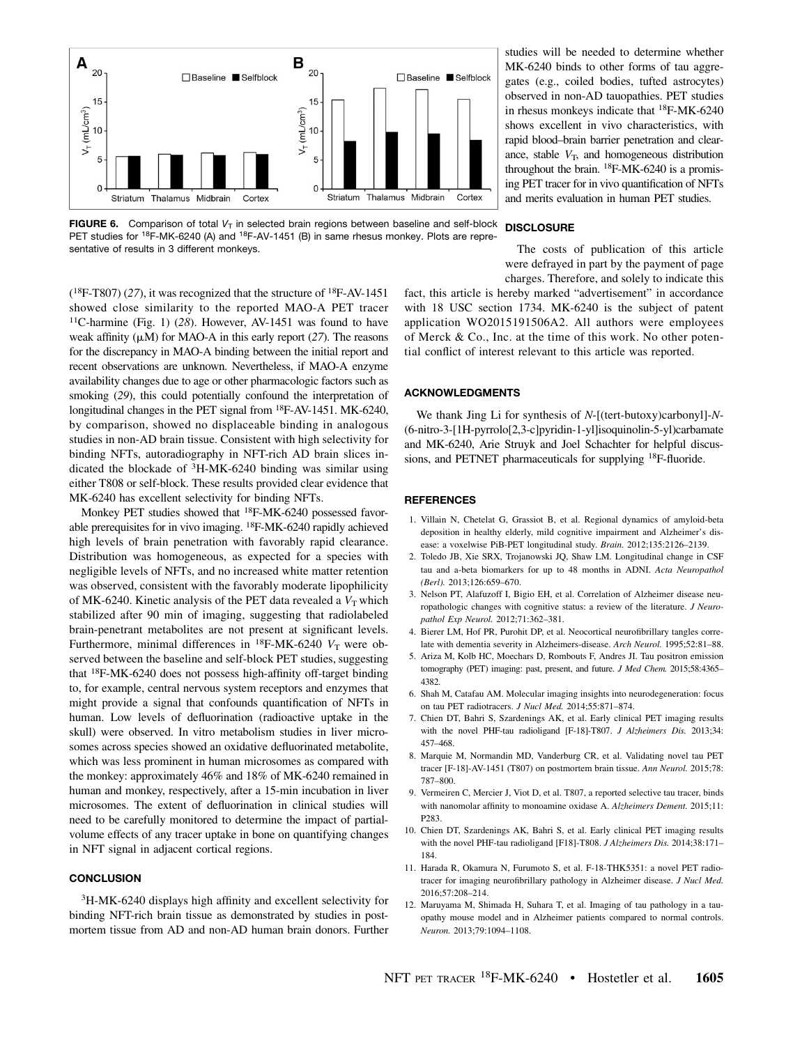**FIGURE 6.** Comparison of total $V_T$ in selected brain regions between baseline and self-block PET studies for [18]F-MK-6240 (A) and [18]F-AV-1451 (B) in same rhesus monkey. Plots are representative of results in 3 different monkeys.

([18]F-T807) (*27*), it was recognized that the structure of [18]F-AV-1451 showed close similarity to the reported MAO-A PET tracer [11]C-harmine (Fig. 1) (*28*). However, AV-1451 was found to have weak affinity (μM) for MAO-A in this early report (*27*). The reasons for the discrepancy in MAO-A binding between the initial report and recent observations are unknown. Nevertheless, if MAO-A enzyme availability changes due to age or other pharmacologic factors such as smoking (*29*), this could potentially confound the interpretation of longitudinal changes in the PET signal from [18]F-AV-1451. MK-6240, by comparison, showed no displaceable binding in analogous studies in non-AD brain tissue. Consistent with high selectivity for binding NFTs, autoradiography in NFT-rich AD brain slices indicated the blockade of [3]H-MK-6240 binding was similar using either T808 or self-block. These results provided clear evidence that MK-6240 has excellent selectivity for binding NFTs.

Monkey PET studies showed that [18]F-MK-6240 possessed favorable prerequisites for in vivo imaging. [18]F-MK-6240 rapidly achieved high levels of brain penetration with favorably rapid clearance. Distribution was homogeneous, as expected for a species with negligible levels of NFTs, and no increased white matter retention was observed, consistent with the favorably moderate lipophilicity of MK-6240. Kinetic analysis of the PET data revealed a $V_T$ which stabilized after 90 min of imaging, suggesting that radiolabeled brain-penetrant metabolites are not present at significant levels. Furthermore, minimal differences in [18]F-MK-6240 $V_T$ were observed between the baseline and self-block PET studies, suggesting that [18]F-MK-6240 does not possess high-affinity off-target binding to, for example, central nervous system receptors and enzymes that might provide a signal that confounds quantification of NFTs in human. Low levels of defluorination (radioactive uptake in the skull) were observed. In vitro metabolism studies in liver microsomes across species showed an oxidative defluorinated metabolite, which was less prominent in human microsomes as compared with the monkey: approximately 46% and 18% of MK-6240 remained in human and monkey, respectively, after a 15-min incubation in liver microsomes. The extent of defluorination in clinical studies will need to be carefully monitored to determine the impact of partial-volume effects of any tracer uptake in bone on quantifying changes in NFT signal in adjacent cortical regions.

## CONCLUSION

[3]H-MK-6240 displays high affinity and excellent selectivity for binding NFT-rich brain tissue as demonstrated by studies in postmortem tissue from AD and non-AD human brain donors. Further studies will be needed to determine whether MK-6240 binds to other forms of tau aggregates (e.g., coiled bodies, tufted astrocytes) observed in non-AD tauopathies. PET studies in rhesus monkeys indicate that [18]F-MK-6240 shows excellent in vivo characteristics, with rapid blood–brain barrier penetration and clearance, stable $V_T$, and homogeneous distribution throughout the brain. [18]F-MK-6240 is a promising PET tracer for in vivo quantification of NFTs and merits evaluation in human PET studies.

## DISCLOSURE

The costs of publication of this article were defrayed in part by the payment of page charges. Therefore, and solely to indicate this fact, this article is hereby marked "advertisement" in accordance with 18 USC section 1734. MK-6240 is the subject of patent application WO2015191506A2. All authors were employees of Merck & Co., Inc. at the time of this work. No other potential conflict of interest relevant to this article was reported.

## ACKNOWLEDGMENTS

We thank Jing Li for synthesis of *N*-[(tert-butoxy)carbonyl]-*N*-(6-nitro-3-[1H-pyrrolo[2,3-c]pyridin-1-yl]isoquinolin-5-yl)carbamate and MK-6240, Arie Struyk and Joel Schachter for helpful discussions, and PETNET pharmaceuticals for supplying [18]F-fluoride.

## REFERENCES

1. Villain N, Chetelat G, Grassiot B, et al. Regional dynamics of amyloid-beta deposition in healthy elderly, mild cognitive impairment and Alzheimer's disease: a voxelwise PiB-PET longitudinal study. *Brain.* 2012;135:2126–2139.
2. Toledo JB, Xie SRX, Trojanowski JQ, Shaw LM. Longitudinal change in CSF tau and a-beta biomarkers for up to 48 months in ADNI. *Acta Neuropathol (Berl).* 2013;126:659–670.
3. Nelson PT, Alafuzoff I, Bigio EH, et al. Correlation of Alzheimer disease neuropathologic changes with cognitive status: a review of the literature. *J Neuropathol Exp Neurol.* 2012;71:362–381.
4. Bierer LM, Hof PR, Purohit DP, et al. Neocortical neurofibrillary tangles correlate with dementia severity in Alzheimers-disease. *Arch Neurol.* 1995;52:81–88.
5. Ariza M, Kolb HC, Moechars D, Rombouts F, Andres JI. Tau positron emission tomography (PET) imaging: past, present, and future. *J Med Chem.* 2015;58:4365–4382.
6. Shah M, Catafau AM. Molecular imaging insights into neurodegeneration: focus on tau PET radiotracers. *J Nucl Med.* 2014;55:871–874.
7. Chien DT, Bahri S, Szardenings AK, et al. Early clinical PET imaging results with the novel PHF-tau radioligand [F-18]-T807. *J Alzheimers Dis.* 2013;34:457–468.
8. Marquie M, Normandin MD, Vanderburg CR, et al. Validating novel tau PET tracer [F-18]-AV-1451 (T807) on postmortem brain tissue. *Ann Neurol.* 2015;78:787–800.
9. Vermeiren C, Mercier J, Viot D, et al. T807, a reported selective tau tracer, binds with nanomolar affinity to monoamine oxidase A. *Alzheimers Dement.* 2015;11:P283.
10. Chien DT, Szardenings AK, Bahri S, et al. Early clinical PET imaging results with the novel PHF-tau radioligand [F18]-T808. *J Alzheimers Dis.* 2014;38:171–184.
11. Harada R, Okamura N, Furumoto S, et al. F-18-THK5351: a novel PET radiotracer for imaging neurofibrillary pathology in Alzheimer disease. *J Nucl Med.* 2016;57:208–214.
12. Maruyama M, Shimada H, Suhara T, et al. Imaging of tau pathology in a tauopathy mouse model and in Alzheimer patients compared to normal controls. *Neuron.* 2013;79:1094–1108.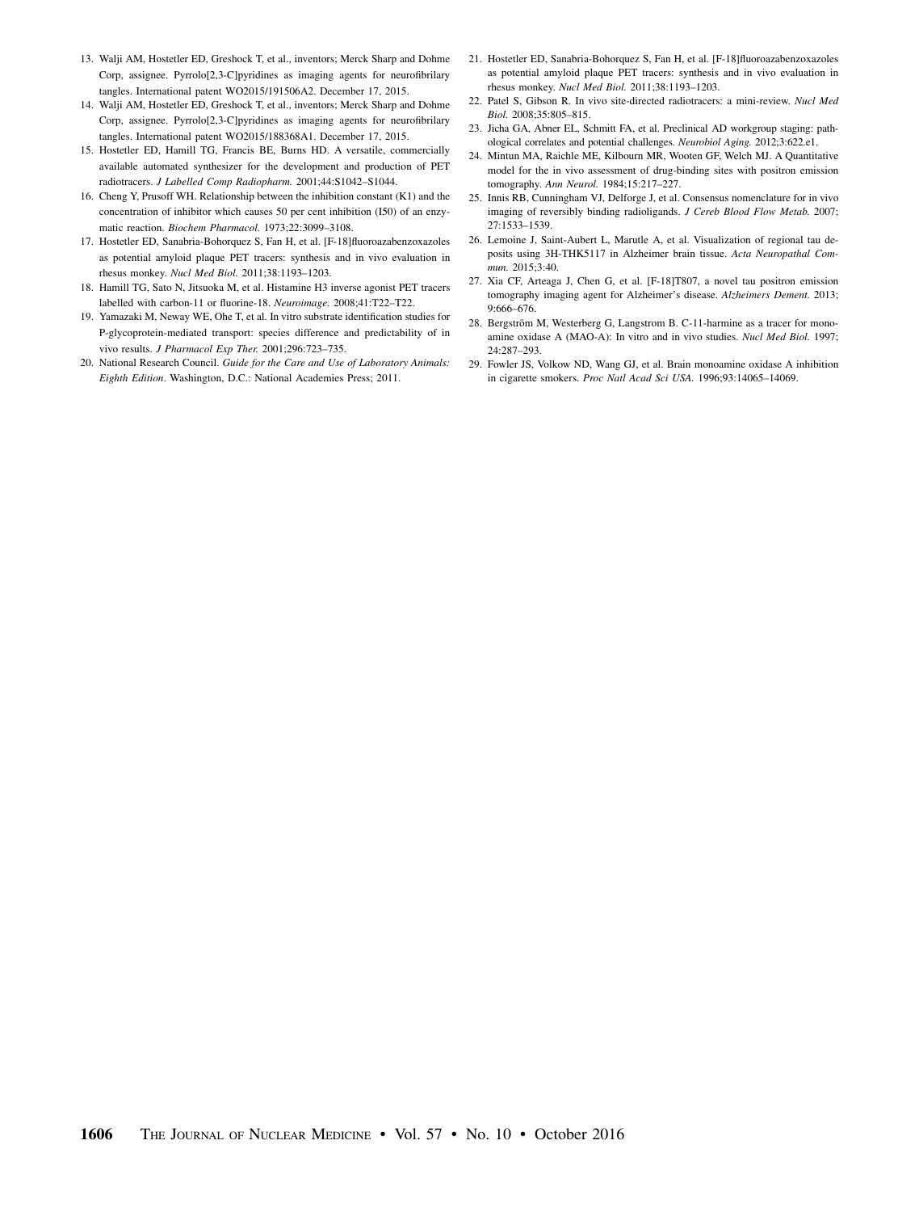13. Walji AM, Hostetler ED, Greshock T, et al., inventors; Merck Sharp and Dohme Corp, assignee. Pyrrolo[2,3-C]pyridines as imaging agents for neurofibrilary tangles. International patent WO2015/191506A2. December 17, 2015.
14. Walji AM, Hostetler ED, Greshock T, et al., inventors; Merck Sharp and Dohme Corp, assignee. Pyrrolo[2,3-C]pyridines as imaging agents for neurofibrilary tangles. International patent WO2015/188368A1. December 17, 2015.
15. Hostetler ED, Hamill TG, Francis BE, Burns HD. A versatile, commercially available automated synthesizer for the development and production of PET radiotracers. *J Labelled Comp Radiopharm.* 2001;44:S1042–S1044.
16. Cheng Y, Prusoff WH. Relationship between the inhibition constant (K1) and the concentration of inhibitor which causes 50 per cent inhibition (I50) of an enzymatic reaction. *Biochem Pharmacol.* 1973;22:3099–3108.
17. Hostetler ED, Sanabria-Bohorquez S, Fan H, et al. [F-18]fluoroazabenzoxazoles as potential amyloid plaque PET tracers: synthesis and in vivo evaluation in rhesus monkey. *Nucl Med Biol.* 2011;38:1193–1203.
18. Hamill TG, Sato N, Jitsuoka M, et al. Histamine H3 inverse agonist PET tracers labelled with carbon-11 or fluorine-18. *Neuroimage.* 2008;41:T22–T22.
19. Yamazaki M, Neway WE, Ohe T, et al. In vitro substrate identification studies for P-glycoprotein-mediated transport: species difference and predictability of in vivo results. *J Pharmacol Exp Ther.* 2001;296:723–735.
20. National Research Council. *Guide for the Care and Use of Laboratory Animals: Eighth Edition*. Washington, D.C.: National Academies Press; 2011.
21. Hostetler ED, Sanabria-Bohorquez S, Fan H, et al. [F-18]fluoroazabenzoxazoles as potential amyloid plaque PET tracers: synthesis and in vivo evaluation in rhesus monkey. *Nucl Med Biol.* 2011;38:1193–1203.
22. Patel S, Gibson R. In vivo site-directed radiotracers: a mini-review. *Nucl Med Biol.* 2008;35:805–815.
23. Jicha GA, Abner EL, Schmitt FA, et al. Preclinical AD workgroup staging: pathological correlates and potential challenges. *Neurobiol Aging.* 2012;3:622.e1.
24. Mintun MA, Raichle ME, Kilbourn MR, Wooten GF, Welch MJ. A Quantitative model for the in vivo assessment of drug-binding sites with positron emission tomography. *Ann Neurol.* 1984;15:217–227.
25. Innis RB, Cunningham VJ, Delforge J, et al. Consensus nomenclature for in vivo imaging of reversibly binding radioligands. *J Cereb Blood Flow Metab.* 2007;27:1533–1539.
26. Lemoine J, Saint-Aubert L, Marutle A, et al. Visualization of regional tau deposits using 3H-THK5117 in Alzheimer brain tissue. *Acta Neuropathal Commun.* 2015;3:40.
27. Xia CF, Arteaga J, Chen G, et al. [F-18]T807, a novel tau positron emission tomography imaging agent for Alzheimer's disease. *Alzheimers Dement.* 2013;9:666–676.
28. Bergström M, Westerberg G, Langstrom B. C-11-harmine as a tracer for monoamine oxidase A (MAO-A): In vitro and in vivo studies. *Nucl Med Biol.* 1997;24:287–293.
29. Fowler JS, Volkow ND, Wang GJ, et al. Brain monoamine oxidase A inhibition in cigarette smokers. *Proc Natl Acad Sci USA.* 1996;93:14065–14069.